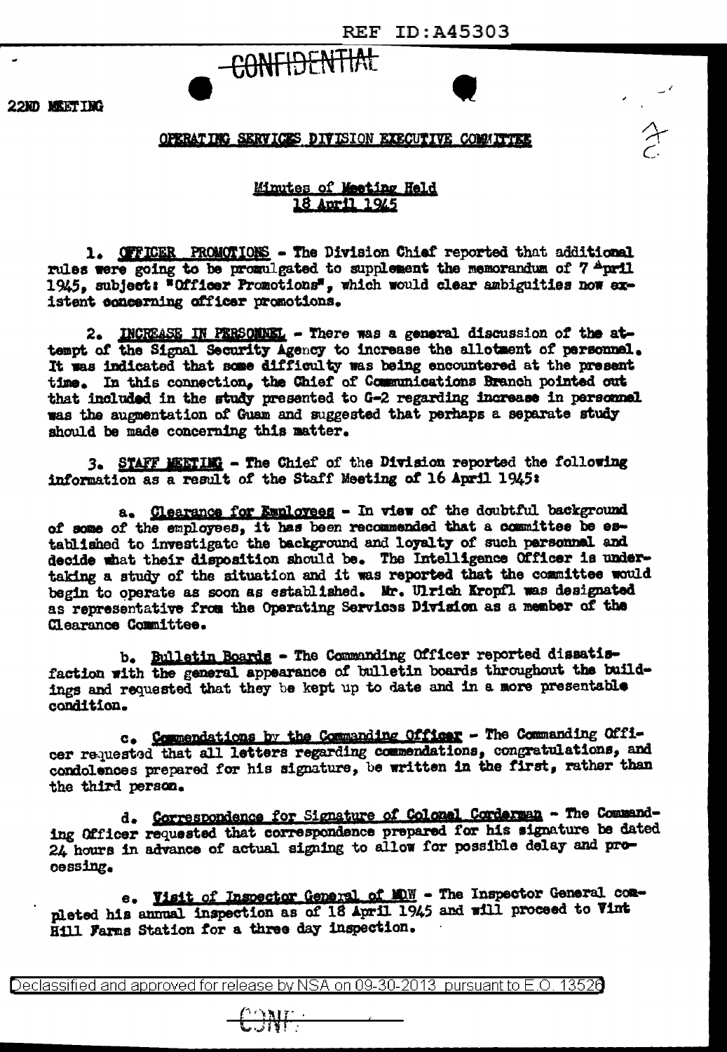REF ID:A45303

CONFIDENTIAL

22ND MEETING

OPERATING SERVICES DIVISION EXECUTIVE COMMITTEE

Minutes of Meeting Held
18 April 1945

1. OFFICER PROMOTIONS - The Division Chief reported that additional rules were going to be promulgated to supplement the memorandum of 7 April 1945, subject: "Officer Promotions", which would clear ambiguities now existent concerning officer promotions.

2. INCREASE IN PERSONNEL - There was a general discussion of the attempt of the Signal Security Agency to increase the allotment of personnel. It was indicated that some difficulty was being encountered at the present time. In this connection, the Chief of Communications Branch pointed out that included in the study presented to G-2 regarding increase in personnel was the augmentation of Guam and suggested that perhaps a separate study should be made concerning this matter.

3. STAFF MEETING - The Chief of the Division reported the following information as a result of the Staff Meeting of 16 April 1945:

a. Clearance for Employees - In view of the doubtful background of some of the employees, it has been recommended that a committee be established to investigate the background and loyalty of such personnel and decide what their disposition should be. The Intelligence Officer is undertaking a study of the situation and it was reported that the committee would begin to operate as soon as established. Mr. Ulrich Kropfl was designated as representative from the Operating Services Division as a member of the Clearance Committee.

b. Bulletin Boards - The Commanding Officer reported dissatisfaction with the general appearance of bulletin boards throughout the buildings and requested that they be kept up to date and in a more presentable condition.

c. Commendations by the Commanding Officer - The Commanding Officer requested that all letters regarding commendations, congratulations, and condolences prepared for his signature, be written in the first, rather than the third person.

d. Correspondence for Signature of Colonel Corderman - The Commanding Officer requested that correspondence prepared for his signature be dated 24 hours in advance of actual signing to allow for possible delay and processing.

e. Visit of Inspector General of MDW - The Inspector General completed his annual inspection as of 18 April 1945 and will proceed to Vint Hill Farms Station for a three day inspection.

Declassified and approved for release by NSA on 09-30-2013 pursuant to E.O. 13526

CONF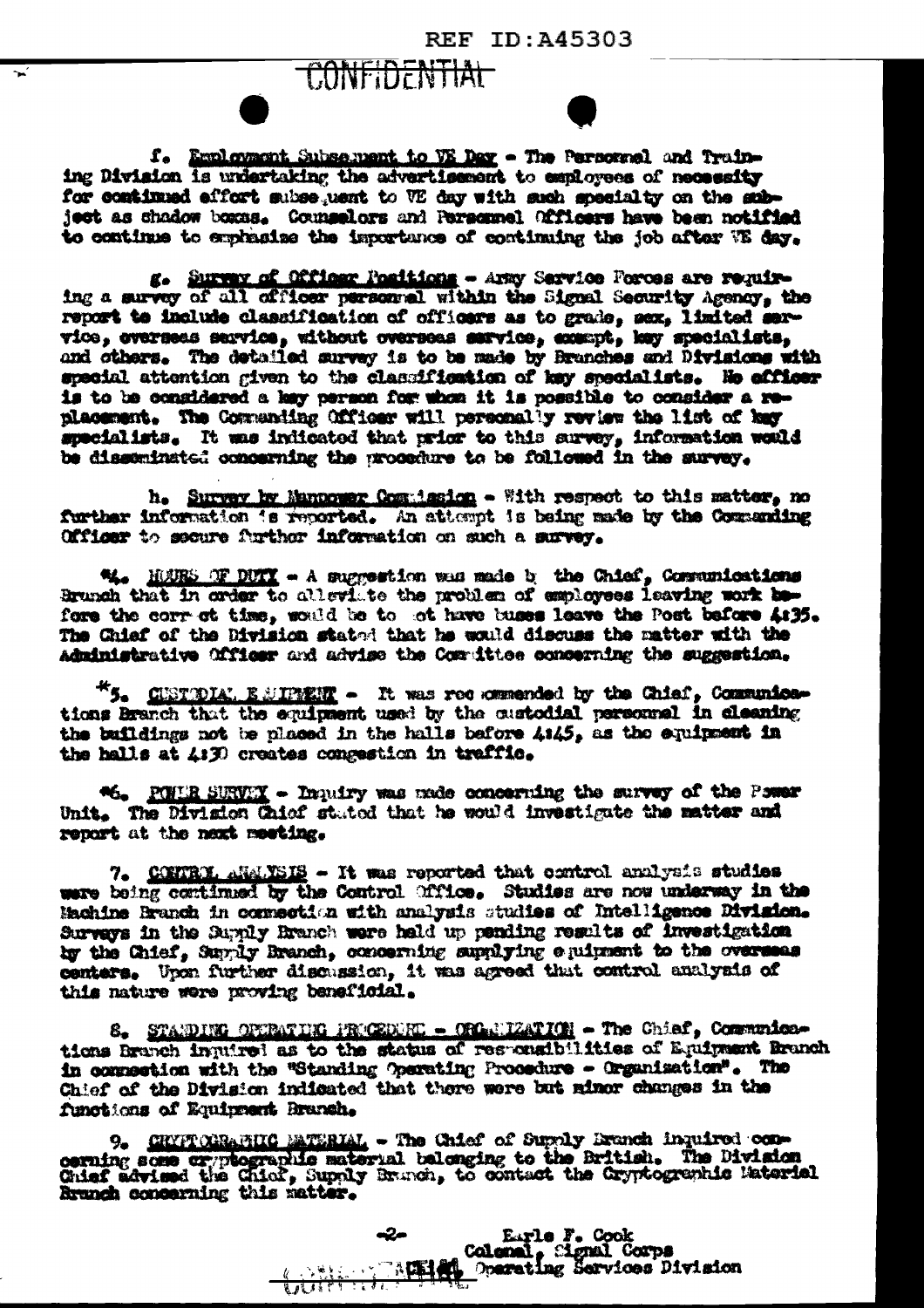CONFIDENTIAL

f. Employment Subsequent to VE Day - The Personnel and Training Division is undertaking the advertisement to employees of necessity for continued effort subsequent to VE day with such specialty on the subject as shadow boxes. Counselors and Personnel Officers have been notified to continue to emphasize the importance of continuing the job after VE day.

g. Survey of Officer Positions - Army Service Forces are requiring a survey of all officer personnel within the Signal Security Agency, the report to include classification of officers as to grade, sex, limited service, overseas service, without overseas service, exempt, key specialists, and others. The detailed survey is to be made by Branches and Divisions with special attention given to the classification of key specialists. No officer is to be considered a key person for whom it is possible to consider a replacement. The Commanding Officer will personally review the list of key specialists. It was indicated that prior to this survey, information would be disseminated concerning the procedure to be followed in the survey.

h. Survey by Manpower Commission - With respect to this matter, no further information is reported. An attempt is being made by the Commanding Officer to secure further information on such a survey.

*4. HOURS OF DUTY - A suggestion was made by the Chief, Communications Branch that in order to alleviate the problem of employees leaving work before the correct time, would be to not have buses leave the Post before 4:35. The Chief of the Division stated that he would discuss the matter with the Administrative Officer and advise the Committee concerning the suggestion.

*5. CUSTODIAL EQUIPMENT - It was recommended by the Chief, Communications Branch that the equipment used by the custodial personnel in cleaning the buildings not be placed in the halls before 4:45, as the equipment in the halls at 4:30 creates congestion in traffic.

*6. POWER SURVEY - Inquiry was made concerning the survey of the Power Unit. The Division Chief stated that he would investigate the matter and report at the next meeting.

7. CONTROL ANALYSIS - It was reported that control analysis studies were being continued by the Control Office. Studies are now underway in the Machine Branch in connection with analysis studies of Intelligence Division. Surveys in the Supply Branch were held up pending results of investigation by the Chief, Supply Branch, concerning supplying equipment to the overseas centers. Upon further discussion, it was agreed that control analysis of this nature were proving beneficial.

8. STANDING OPERATING PROCEDURE - ORGANIZATION - The Chief, Communications Branch inquired as to the status of responsibilities of Equipment Branch in connection with the "Standing Operating Procedure - Organization". The Chief of the Division indicated that there were but minor changes in the functions of Equipment Branch.

9. CRYPTOGRAPHIC MATERIAL - The Chief of Supply Branch inquired concerning some cryptographic material belonging to the British. The Division Chief advised the Chief, Supply Branch, to contact the Cryptographic Material Branch concerning this matter.

-2-

Earle F. Cook
Colonel, Signal Corps
Chief, Operating Services Division

CONFIDENTIAL